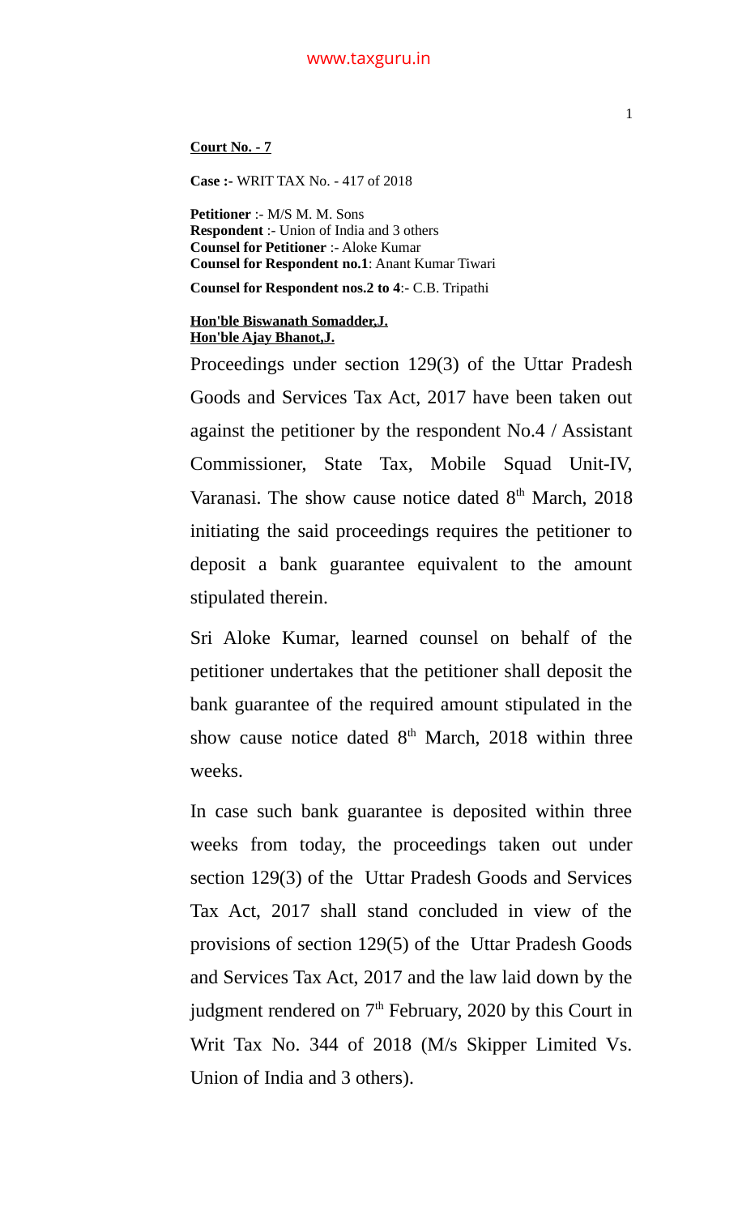**Court No. - 7**

**Case :-** WRIT TAX No. - 417 of 2018

**Petitioner** :- M/S M. M. Sons
**Respondent** :- Union of India and 3 others
**Counsel for Petitioner** :- Aloke Kumar
**Counsel for Respondent no.1**: Anant Kumar Tiwari

**Counsel for Respondent nos.2 to 4**:- C.B. Tripathi

**Hon'ble Biswanath Somadder,J.**
**Hon'ble Ajay Bhanot,J.**

Proceedings under section 129(3) of the Uttar Pradesh Goods and Services Tax Act, 2017 have been taken out against the petitioner by the respondent No.4 / Assistant Commissioner, State Tax, Mobile Squad Unit-IV, Varanasi. The show cause notice dated 8th March, 2018 initiating the said proceedings requires the petitioner to deposit a bank guarantee equivalent to the amount stipulated therein.

Sri Aloke Kumar, learned counsel on behalf of the petitioner undertakes that the petitioner shall deposit the bank guarantee of the required amount stipulated in the show cause notice dated 8th March, 2018 within three weeks.

In case such bank guarantee is deposited within three weeks from today, the proceedings taken out under section 129(3) of the Uttar Pradesh Goods and Services Tax Act, 2017 shall stand concluded in view of the provisions of section 129(5) of the Uttar Pradesh Goods and Services Tax Act, 2017 and the law laid down by the judgment rendered on 7th February, 2020 by this Court in Writ Tax No. 344 of 2018 (M/s Skipper Limited Vs. Union of India and 3 others).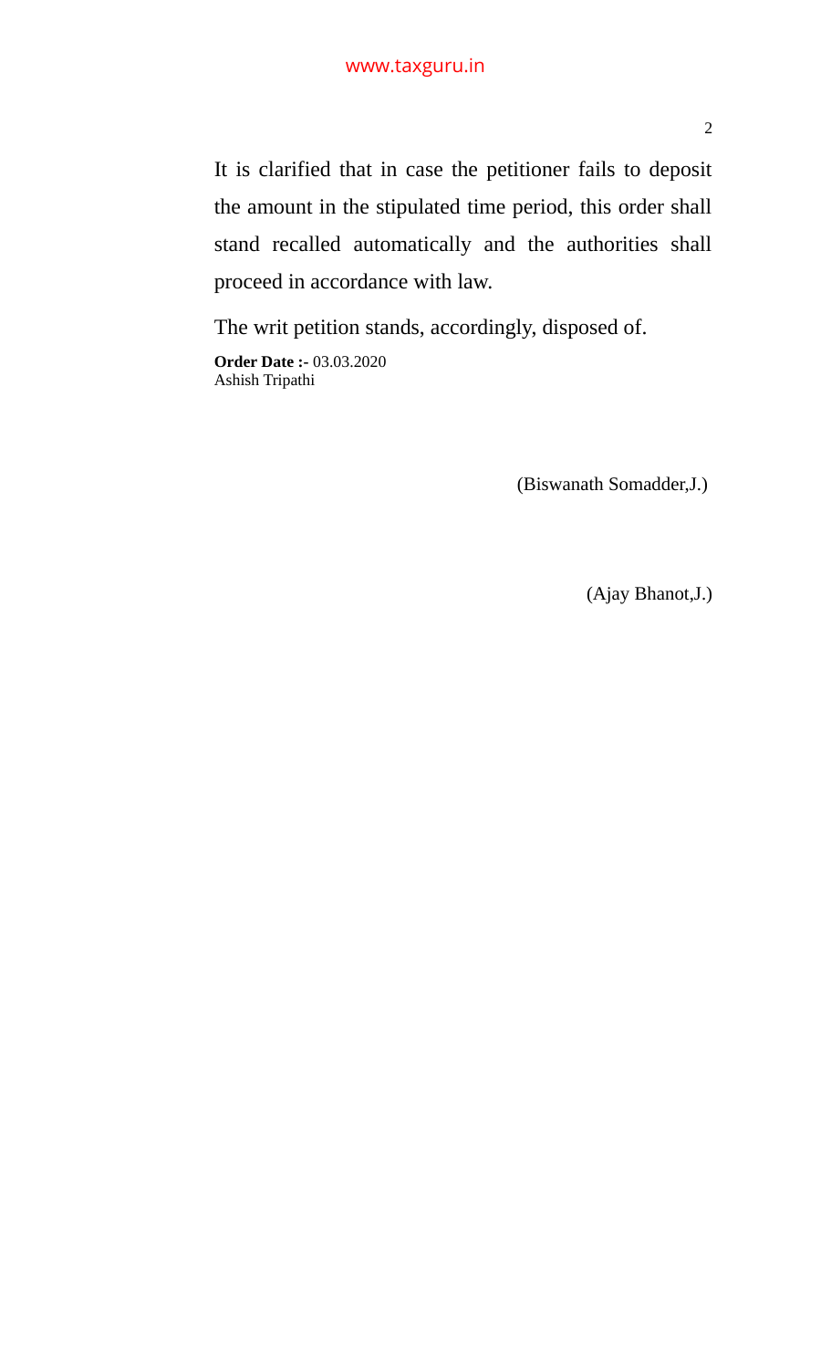It is clarified that in case the petitioner fails to deposit the amount in the stipulated time period, this order shall stand recalled automatically and the authorities shall proceed in accordance with law.

The writ petition stands, accordingly, disposed of.

**Order Date :-** 03.03.2020
Ashish Tripathi

(Biswanath Somadder,J.)

(Ajay Bhanot,J.)